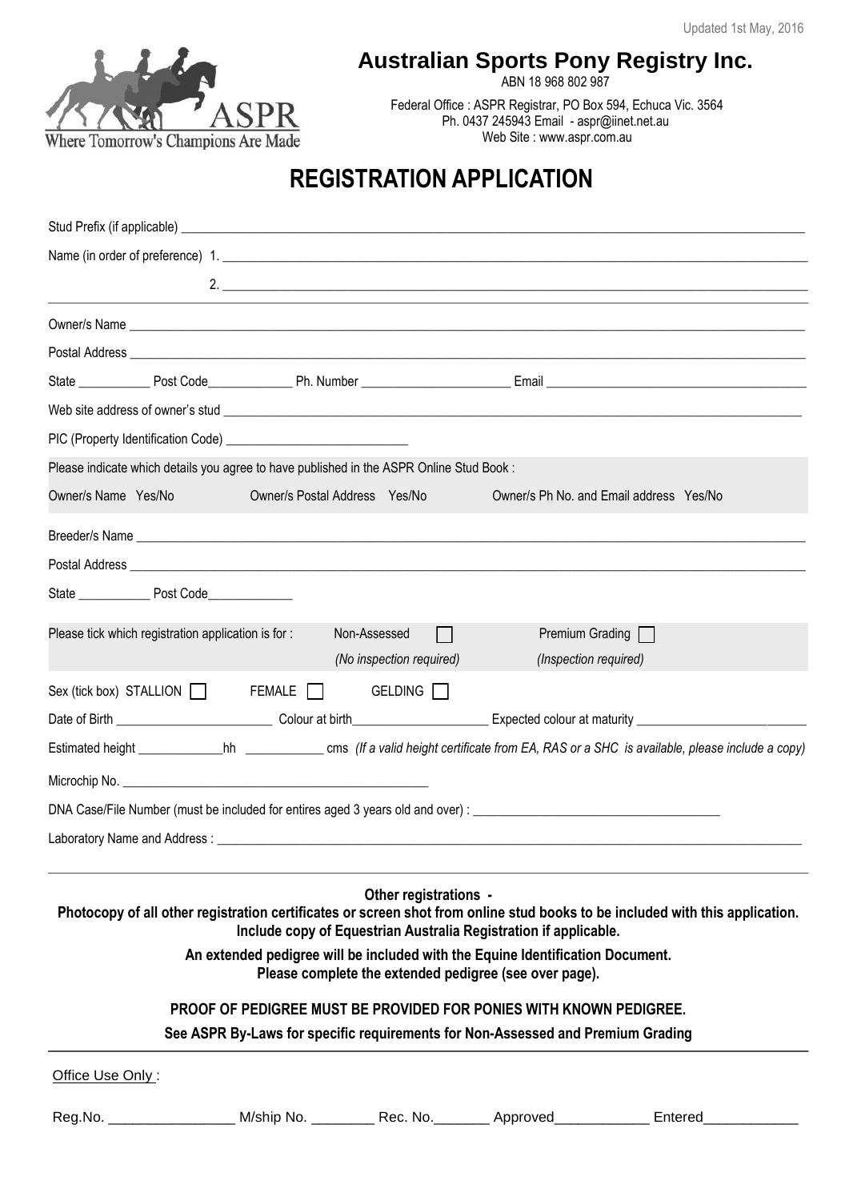Updated 1st May, 2016

# Australian Sports Pony Registry Inc.

ABN 18 968 802 987

Federal Office : ASPR Registrar, PO Box 594, Echuca Vic. 3564
Ph. 0437 245943 Email - aspr@iinet.net.au
Web Site : www.aspr.com.au

ASPR
Where Tomorrow's Champions Are Made

# REGISTRATION APPLICATION

Stud Prefix (if applicable) ______________________________

Name (in order of preference) 1. ______________________________

2. ______________________________

Owner/s Name ______________________________

Postal Address ______________________________

State __________ Post Code____________ Ph. Number ____________________ Email ______________________________

Web site address of owner's stud ______________________________

PIC (Property Identification Code) ____________________________

Please indicate which details you agree to have published in the ASPR Online Stud Book :

Owner/s Name Yes/No Owner/s Postal Address Yes/No Owner/s Ph No. and Email address Yes/No

Breeder/s Name ______________________________

Postal Address ______________________________

State __________ Post Code____________

Please tick which registration application is for : Non-Assessed ☐ *(No inspection required)* Premium Grading ☐ *(Inspection required)*

Sex (tick box) STALLION ☐ FEMALE ☐ GELDING ☐

Date of Birth ______________________ Colour at birth____________________ Expected colour at maturity ______________________

Estimated height ____________hh ___________ cms *(If a valid height certificate from EA, RAS or a SHC is available, please include a copy)*

Microchip No. ______________________________

DNA Case/File Number (must be included for entires aged 3 years old and over) : ______________________________

Laboratory Name and Address : ______________________________

**Other registrations -**
**Photocopy of all other registration certificates or screen shot from online stud books to be included with this application. Include copy of Equestrian Australia Registration if applicable.**

**An extended pedigree will be included with the Equine Identification Document. Please complete the extended pedigree (see over page).**

**PROOF OF PEDIGREE MUST BE PROVIDED FOR PONIES WITH KNOWN PEDIGREE.**

**See ASPR By-Laws for specific requirements for Non-Assessed and Premium Grading**

Office Use Only :

Reg.No. ________________ M/ship No. ________ Rec. No._______ Approved___________ Entered___________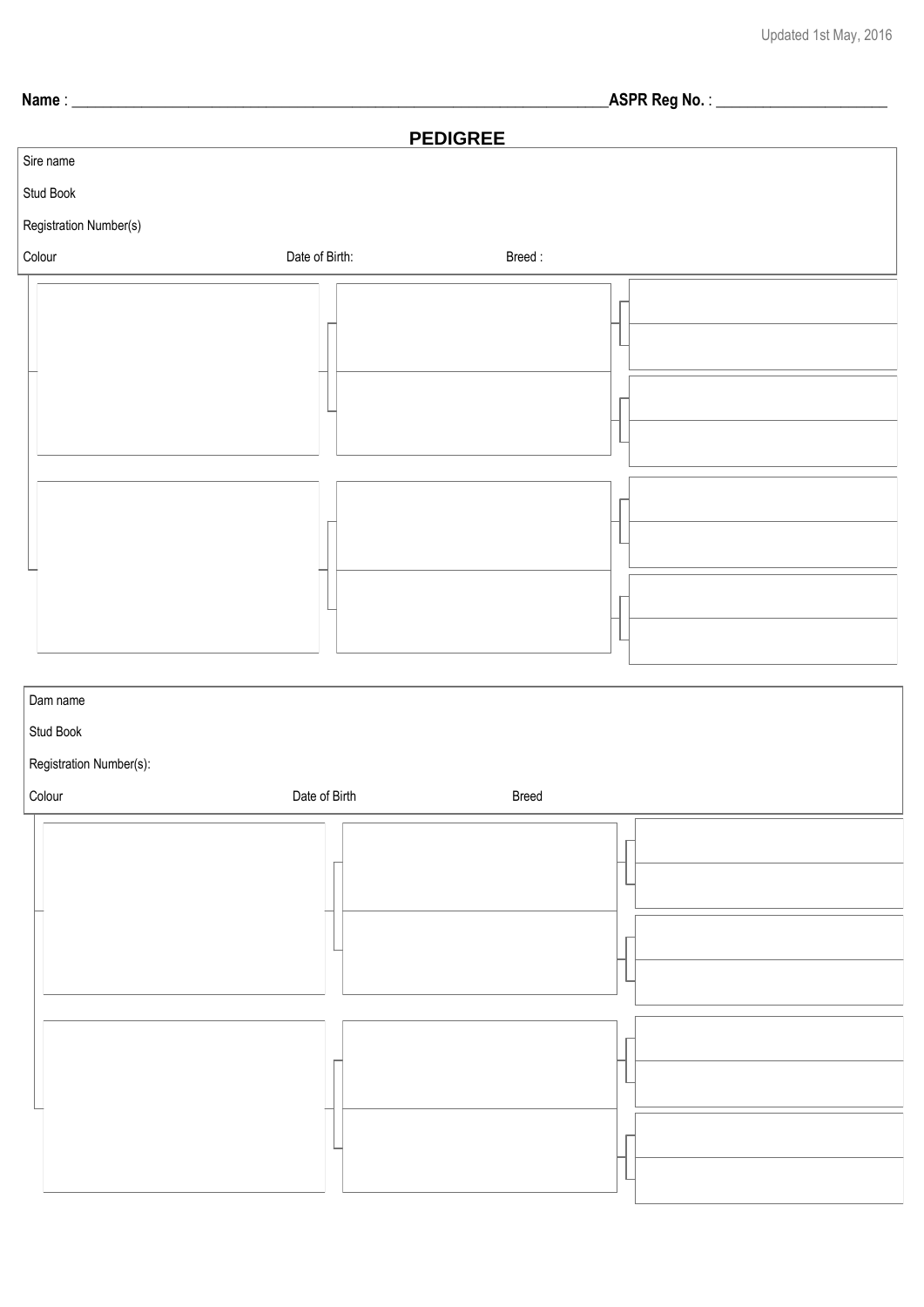**Name** : ______________________________________________________________ **ASPR Reg No.** : ____________________

## PEDIGREE

Sire name

Stud Book

Registration Number(s)

Colour Date of Birth: Breed :

Dam name

Stud Book

Registration Number(s):

Colour Date of Birth Breed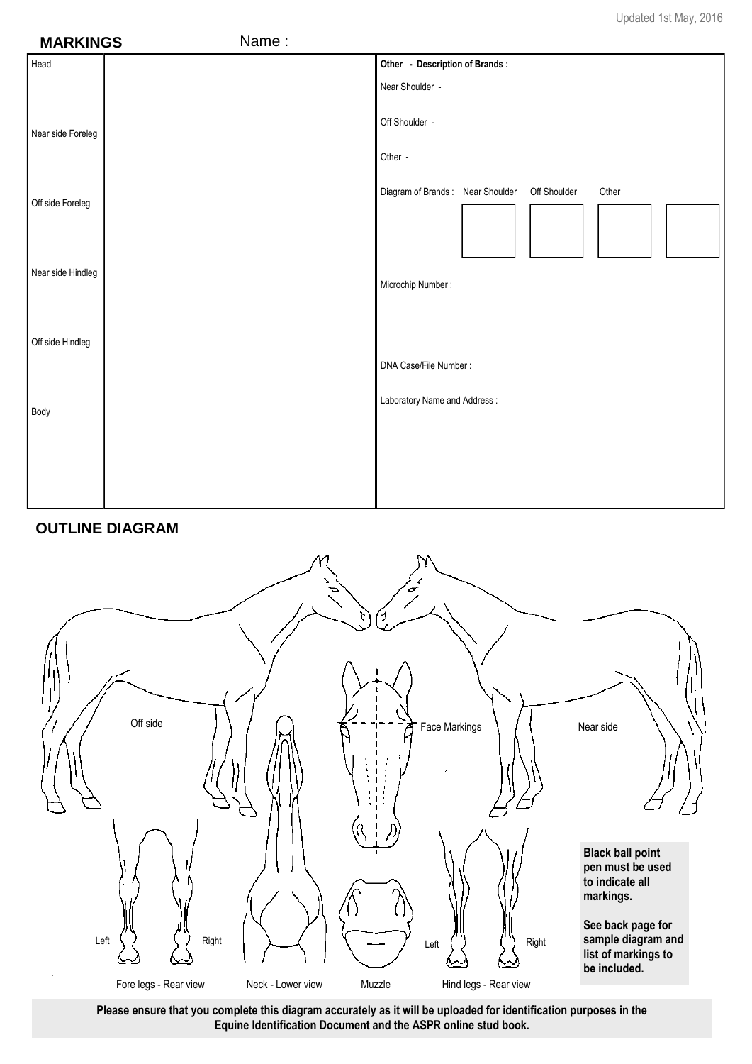Updated 1st May, 2016

## MARKINGS

Name :

| | | Other - Description of Brands : |
|---|---|---|
| Head | | Near Shoulder - |
| Near side Foreleg | | Off Shoulder - |
| Off side Foreleg | | Other - |
| | | Diagram of Brands : Near Shoulder Off Shoulder Other |
| Near side Hindleg | | Microchip Number : |
| Off side Hindleg | | DNA Case/File Number : |
| Body | | Laboratory Name and Address : |

## OUTLINE DIAGRAM

Off side

Face Markings

Near side

Left Right

Fore legs - Rear view

Neck - Lower view

Muzzle

Left Right

Hind legs - Rear view

**Black ball point pen must be used to indicate all markings.**

**See back page for sample diagram and list of markings to be included.**

**Please ensure that you complete this diagram accurately as it will be uploaded for identification purposes in the Equine Identification Document and the ASPR online stud book.**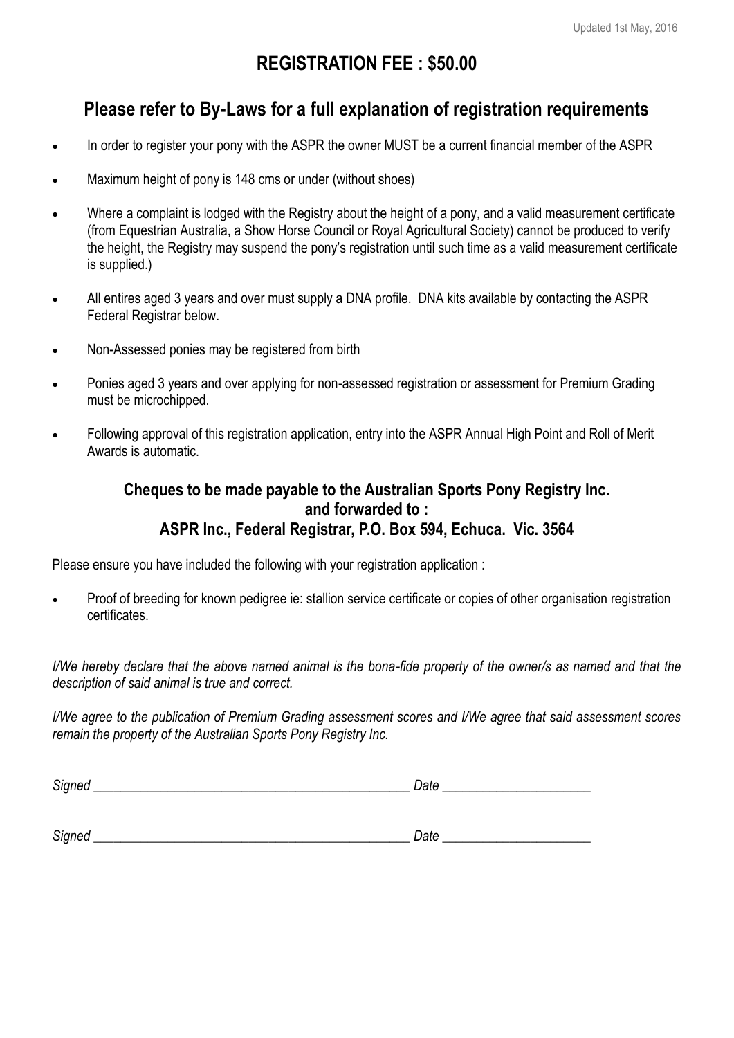## REGISTRATION FEE : $50.00

## Please refer to By-Laws for a full explanation of registration requirements

- In order to register your pony with the ASPR the owner MUST be a current financial member of the ASPR
- Maximum height of pony is 148 cms or under (without shoes)
- Where a complaint is lodged with the Registry about the height of a pony, and a valid measurement certificate (from Equestrian Australia, a Show Horse Council or Royal Agricultural Society) cannot be produced to verify the height, the Registry may suspend the pony's registration until such time as a valid measurement certificate is supplied.)
- All entires aged 3 years and over must supply a DNA profile. DNA kits available by contacting the ASPR Federal Registrar below.
- Non-Assessed ponies may be registered from birth
- Ponies aged 3 years and over applying for non-assessed registration or assessment for Premium Grading must be microchipped.
- Following approval of this registration application, entry into the ASPR Annual High Point and Roll of Merit Awards is automatic.

### Cheques to be made payable to the Australian Sports Pony Registry Inc. and forwarded to : ASPR Inc., Federal Registrar, P.O. Box 594, Echuca. Vic. 3564

Please ensure you have included the following with your registration application :

- Proof of breeding for known pedigree ie: stallion service certificate or copies of other organisation registration certificates.

*I/We hereby declare that the above named animal is the bona-fide property of the owner/s as named and that the description of said animal is true and correct.*

*I/We agree to the publication of Premium Grading assessment scores and I/We agree that said assessment scores remain the property of the Australian Sports Pony Registry Inc.*

*Signed* _______________________________________________ *Date* _____________________

*Signed* _______________________________________________ *Date* _____________________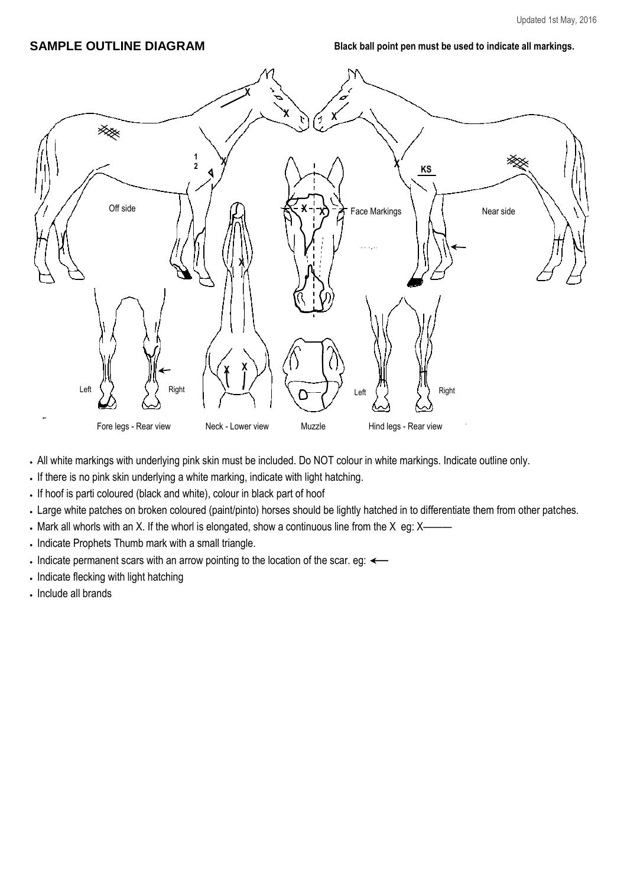## SAMPLE OUTLINE DIAGRAM

**Black ball point pen must be used to indicate all markings.**

Off side

Face Markings

Near side

KS

1
2

Left

Right

Left

Right

Fore legs - Rear view

Neck - Lower view

Muzzle

Hind legs - Rear view

- All white markings with underlying pink skin must be included. Do NOT colour in white markings. Indicate outline only.
- If there is no pink skin underlying a white marking, indicate with light hatching.
- If hoof is parti coloured (black and white), colour in black part of hoof
- Large white patches on broken coloured (paint/pinto) horses should be lightly hatched in to differentiate them from other patches.
- Mark all whorls with an X. If the whorl is elongated, show a continuous line from the X eg: X———
- Indicate Prophets Thumb mark with a small triangle.
- Indicate permanent scars with an arrow pointing to the location of the scar. eg: ⟵
- Indicate flecking with light hatching
- Include all brands